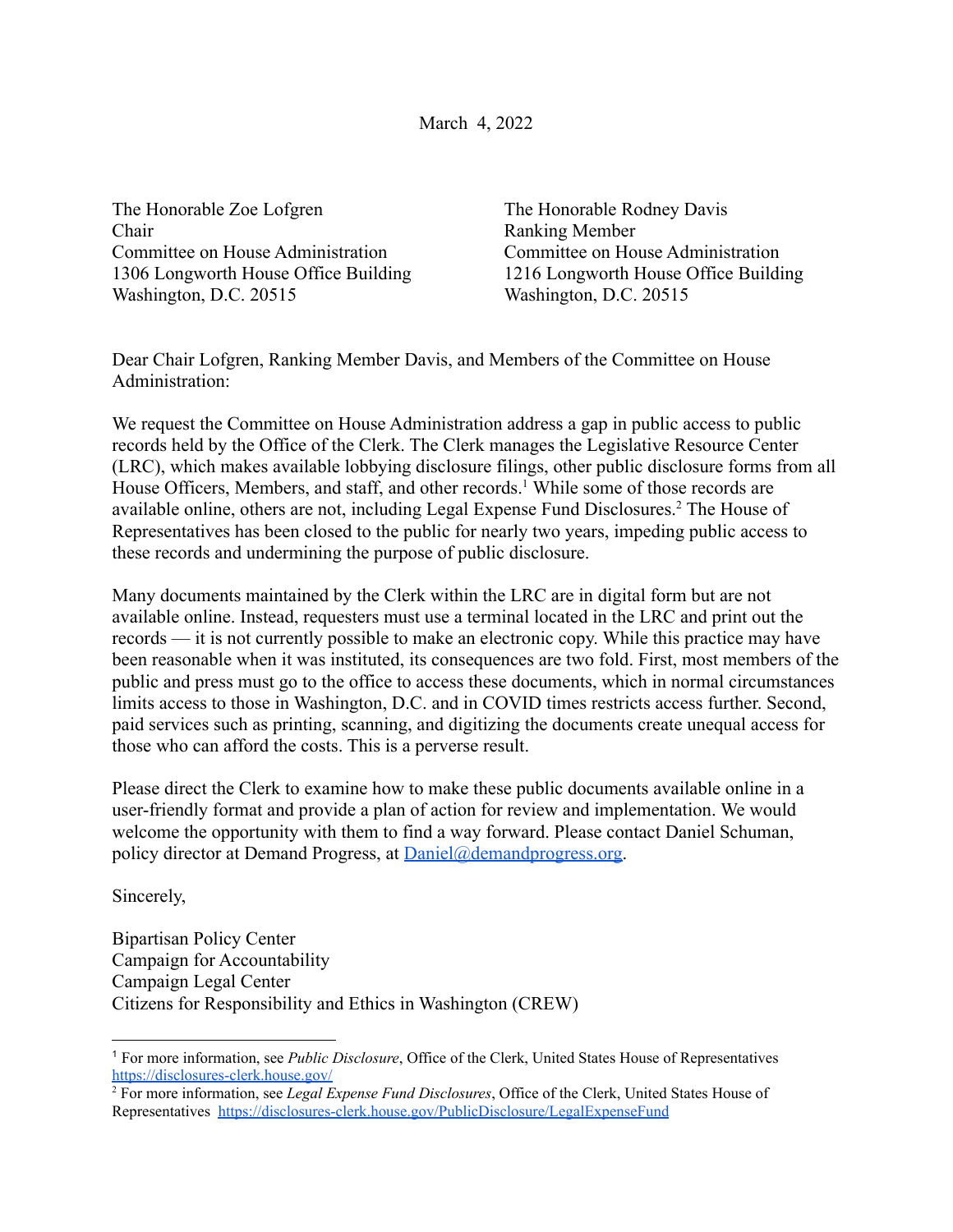March 4, 2022

The Honorable Zoe Lofgren
Chair
Committee on House Administration
1306 Longworth House Office Building
Washington, D.C. 20515

The Honorable Rodney Davis
Ranking Member
Committee on House Administration
1216 Longworth House Office Building
Washington, D.C. 20515

Dear Chair Lofgren, Ranking Member Davis, and Members of the Committee on House Administration:

We request the Committee on House Administration address a gap in public access to public records held by the Office of the Clerk. The Clerk manages the Legislative Resource Center (LRC), which makes available lobbying disclosure filings, other public disclosure forms from all House Officers, Members, and staff, and other records.[1] While some of those records are available online, others are not, including Legal Expense Fund Disclosures.[2] The House of Representatives has been closed to the public for nearly two years, impeding public access to these records and undermining the purpose of public disclosure.

Many documents maintained by the Clerk within the LRC are in digital form but are not available online. Instead, requesters must use a terminal located in the LRC and print out the records — it is not currently possible to make an electronic copy. While this practice may have been reasonable when it was instituted, its consequences are two fold. First, most members of the public and press must go to the office to access these documents, which in normal circumstances limits access to those in Washington, D.C. and in COVID times restricts access further. Second, paid services such as printing, scanning, and digitizing the documents create unequal access for those who can afford the costs. This is a perverse result.

Please direct the Clerk to examine how to make these public documents available online in a user-friendly format and provide a plan of action for review and implementation. We would welcome the opportunity with them to find a way forward. Please contact Daniel Schuman, policy director at Demand Progress, at [Daniel@demandprogress.org](mailto:Daniel@demandprogress.org).

Sincerely,

Bipartisan Policy Center
Campaign for Accountability
Campaign Legal Center
Citizens for Responsibility and Ethics in Washington (CREW)

---

[1] For more information, see *Public Disclosure*, Office of the Clerk, United States House of Representatives https://disclosures-clerk.house.gov/

[2] For more information, see *Legal Expense Fund Disclosures*, Office of the Clerk, United States House of Representatives https://disclosures-clerk.house.gov/PublicDisclosure/LegalExpenseFund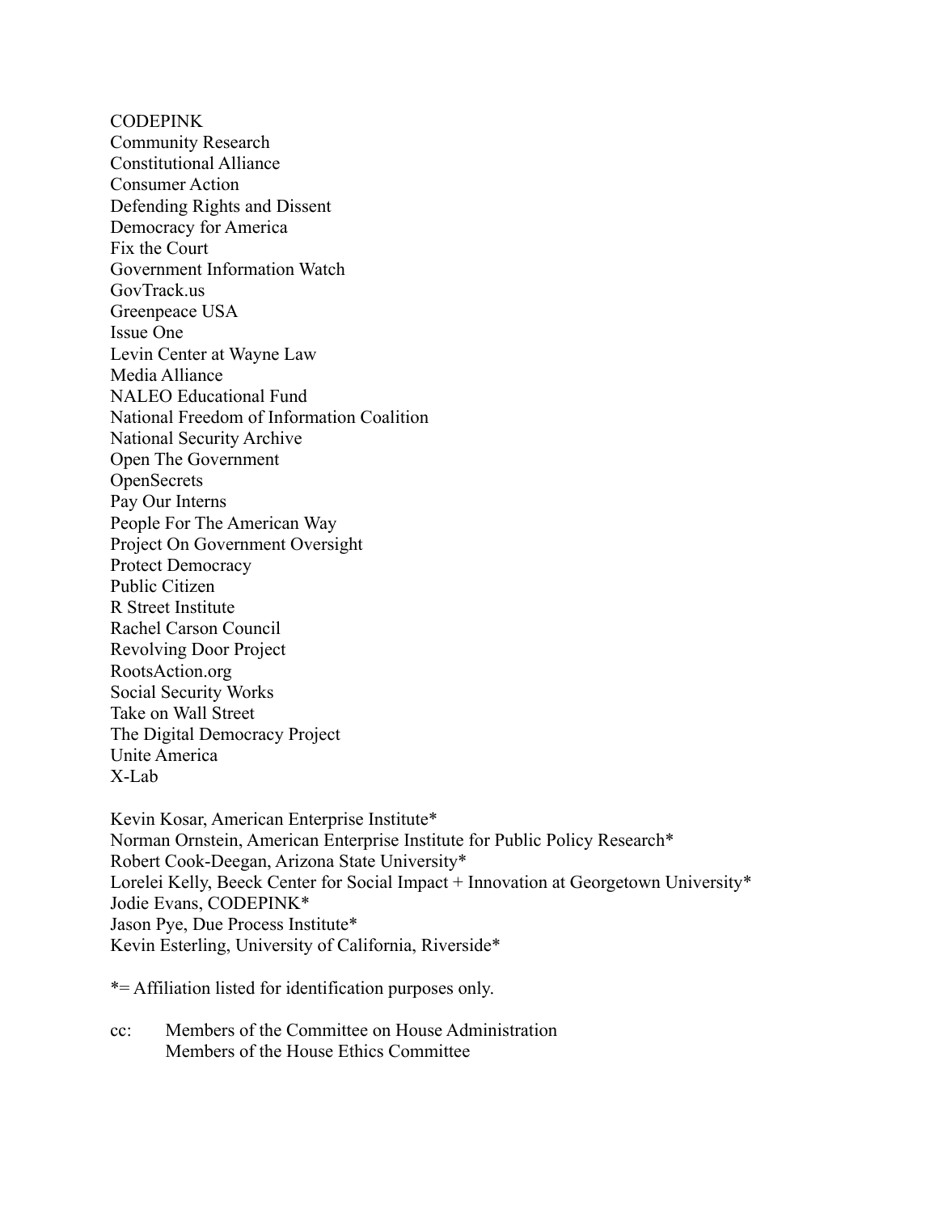CODEPINK
Community Research
Constitutional Alliance
Consumer Action
Defending Rights and Dissent
Democracy for America
Fix the Court
Government Information Watch
GovTrack.us
Greenpeace USA
Issue One
Levin Center at Wayne Law
Media Alliance
NALEO Educational Fund
National Freedom of Information Coalition
National Security Archive
Open The Government
OpenSecrets
Pay Our Interns
People For The American Way
Project On Government Oversight
Protect Democracy
Public Citizen
R Street Institute
Rachel Carson Council
Revolving Door Project
RootsAction.org
Social Security Works
Take on Wall Street
The Digital Democracy Project
Unite America
X-Lab

Kevin Kosar, American Enterprise Institute*
Norman Ornstein, American Enterprise Institute for Public Policy Research*
Robert Cook-Deegan, Arizona State University*
Lorelei Kelly, Beeck Center for Social Impact + Innovation at Georgetown University*
Jodie Evans, CODEPINK*
Jason Pye, Due Process Institute*
Kevin Esterling, University of California, Riverside*

*= Affiliation listed for identification purposes only.

cc: Members of the Committee on House Administration
Members of the House Ethics Committee